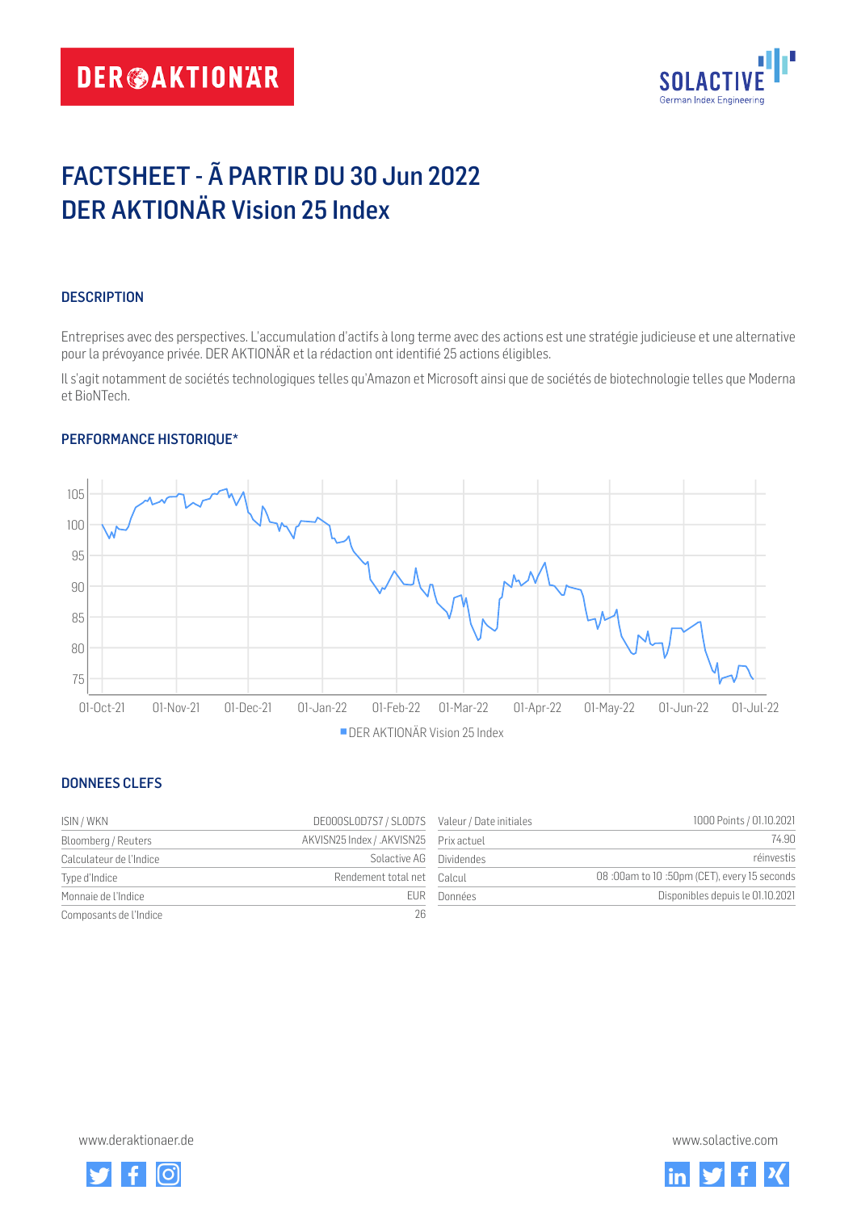# FACTSHEET - Ã PARTIR DU 30 Jun 2022
# DER AKTIONÄR Vision 25 Index

## DESCRIPTION

Entreprises avec des perspectives. L'accumulation d'actifs à long terme avec des actions est une stratégie judicieuse et une alternative pour la prévoyance privée. DER AKTIONÄR et la rédaction ont identifié 25 actions éligibles.

Il s'agit notamment de sociétés technologiques telles qu'Amazon et Microsoft ainsi que de sociétés de biotechnologie telles que Moderna et BioNTech.

## PERFORMANCE HISTORIQUE*

■ DER AKTIONÄR Vision 25 Index

## DONNEES CLEFS

| | | | |
|---|---|---|---|
| ISIN / WKN | DE000SL0D7S7 / SL0D7S | Valeur / Date initiales | 1000 Points / 01.10.2021 |
| Bloomberg / Reuters | AKVISN25 Index / .AKVISN25 | Prix actuel | 74.90 |
| Calculateur de l'Indice | Solactive AG | Dividendes | réinvestis |
| Type d'Indice | Rendement total net | Calcul | 08 :00am to 10 :50pm (CET), every 15 seconds |
| Monnaie de l'Indice | EUR | Données | Disponibles depuis le 01.10.2021 |
| Composants de l'Indice | 26 | | |

www.deraktionaer.de

www.solactive.com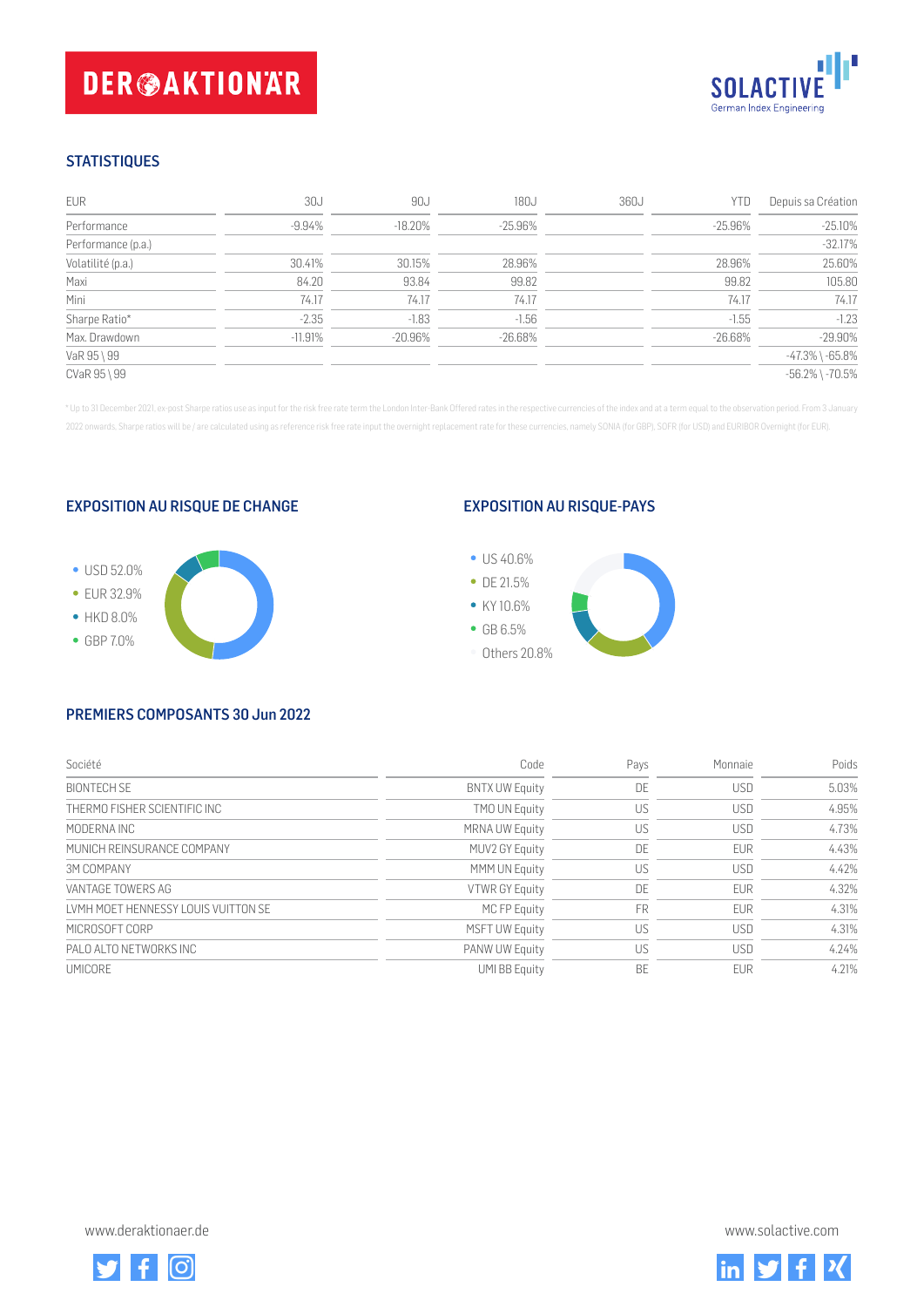## STATISTIQUES

| EUR | 30J | 90J | 180J | 360J | YTD | Depuis sa Création |
|---|---|---|---|---|---|---|
| Performance | -9.94% | -18.20% | -25.96% | | -25.96% | -25.10% |
| Performance (p.a.) | | | | | | -32.17% |
| Volatilité (p.a.) | 30.41% | 30.15% | 28.96% | | 28.96% | 25.60% |
| Maxi | 84.20 | 93.84 | 99.82 | | 99.82 | 105.80 |
| Mini | 74.17 | 74.17 | 74.17 | | 74.17 | 74.17 |
| Sharpe Ratio* | -2.35 | -1.83 | -1.56 | | -1.55 | -1.23 |
| Max. Drawdown | -11.91% | -20.96% | -26.68% | | -26.68% | -29.90% |
| VaR 95 \ 99 | | | | | | -47.3% \ -65.8% |
| CVaR 95 \ 99 | | | | | | -56.2% \ -70.5% |

* Up to 31 December 2021, ex-post Sharpe ratios use as input for the risk free rate term the London Inter-Bank Offered rates in the respective currencies of the index and at a term equal to the observation period. From 3 January 2022 onwards, Sharpe ratios will be / are calculated using as reference risk free rate input the overnight replacement rate for these currencies, namely SONIA (for GBP), SOFR (for USD) and EURIBOR Overnight (for EUR).

## EXPOSITION AU RISQUE DE CHANGE

- USD 52.0%
- EUR 32.9%
- HKD 8.0%
- GBP 7.0%

## EXPOSITION AU RISQUE-PAYS

- US 40.6%
- DE 21.5%
- KY 10.6%
- GB 6.5%
- Others 20.8%

## PREMIERS COMPOSANTS 30 Jun 2022

| Société | Code | Pays | Monnaie | Poids |
|---|---|---|---|---|
| BIONTECH SE | BNTX UW Equity | DE | USD | 5.03% |
| THERMO FISHER SCIENTIFIC INC | TMO UN Equity | US | USD | 4.95% |
| MODERNA INC | MRNA UW Equity | US | USD | 4.73% |
| MUNICH REINSURANCE COMPANY | MUV2 GY Equity | DE | EUR | 4.43% |
| 3M COMPANY | MMM UN Equity | US | USD | 4.42% |
| VANTAGE TOWERS AG | VTWR GY Equity | DE | EUR | 4.32% |
| LVMH MOET HENNESSY LOUIS VUITTON SE | MC FP Equity | FR | EUR | 4.31% |
| MICROSOFT CORP | MSFT UW Equity | US | USD | 4.31% |
| PALO ALTO NETWORKS INC | PANW UW Equity | US | USD | 4.24% |
| UMICORE | UMI BB Equity | BE | EUR | 4.21% |

www.deraktionaer.de

www.solactive.com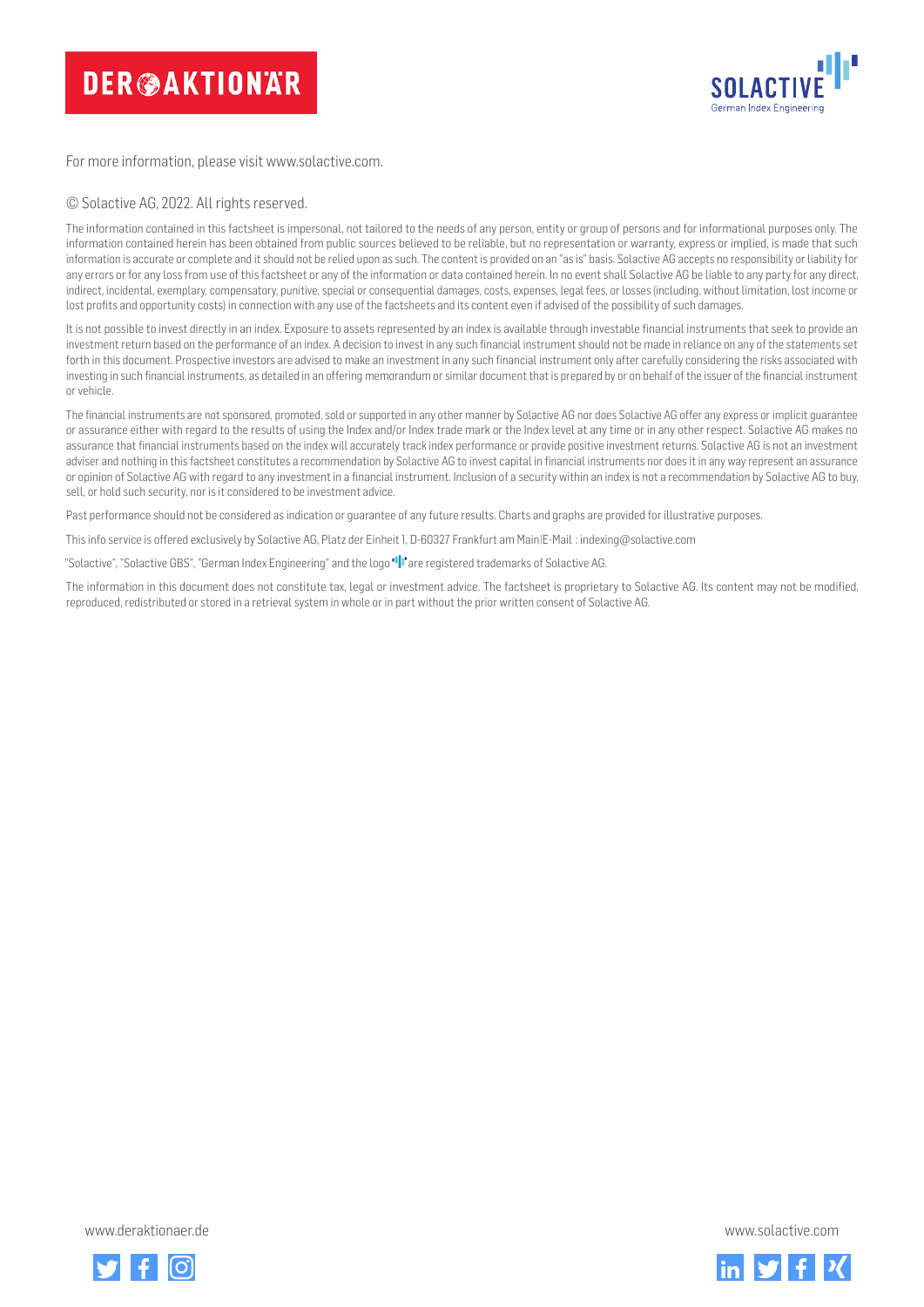For more information, please visit www.solactive.com.

© Solactive AG, 2022. All rights reserved.

The information contained in this factsheet is impersonal, not tailored to the needs of any person, entity or group of persons and for informational purposes only. The information contained herein has been obtained from public sources believed to be reliable, but no representation or warranty, express or implied, is made that such information is accurate or complete and it should not be relied upon as such. The content is provided on an "as is" basis. Solactive AG accepts no responsibility or liability for any errors or for any loss from use of this factsheet or any of the information or data contained herein. In no event shall Solactive AG be liable to any party for any direct, indirect, incidental, exemplary, compensatory, punitive, special or consequential damages, costs, expenses, legal fees, or losses (including, without limitation, lost income or lost profits and opportunity costs) in connection with any use of the factsheets and its content even if advised of the possibility of such damages.

It is not possible to invest directly in an index. Exposure to assets represented by an index is available through investable financial instruments that seek to provide an investment return based on the performance of an index. A decision to invest in any such financial instrument should not be made in reliance on any of the statements set forth in this document. Prospective investors are advised to make an investment in any such financial instrument only after carefully considering the risks associated with investing in such financial instruments, as detailed in an offering memorandum or similar document that is prepared by or on behalf of the issuer of the financial instrument or vehicle.

The financial instruments are not sponsored, promoted, sold or supported in any other manner by Solactive AG nor does Solactive AG offer any express or implicit guarantee or assurance either with regard to the results of using the Index and/or Index trade mark or the Index level at any time or in any other respect. Solactive AG makes no assurance that financial instruments based on the index will accurately track index performance or provide positive investment returns. Solactive AG is not an investment adviser and nothing in this factsheet constitutes a recommendation by Solactive AG to invest capital in financial instruments nor does it in any way represent an assurance or opinion of Solactive AG with regard to any investment in a financial instrument. Inclusion of a security within an index is not a recommendation by Solactive AG to buy, sell, or hold such security, nor is it considered to be investment advice.

Past performance should not be considered as indication or guarantee of any future results. Charts and graphs are provided for illustrative purposes.

This info service is offered exclusively by Solactive AG, Platz der Einheit 1, D-60327 Frankfurt am Main|E-Mail : indexing@solactive.com

"Solactive", "Solactive GBS", "German Index Engineering" and the logo are registered trademarks of Solactive AG.

The information in this document does not constitute tax, legal or investment advice. The factsheet is proprietary to Solactive AG. Its content may not be modified, reproduced, redistributed or stored in a retrieval system in whole or in part without the prior written consent of Solactive AG.

www.deraktionaer.de

www.solactive.com